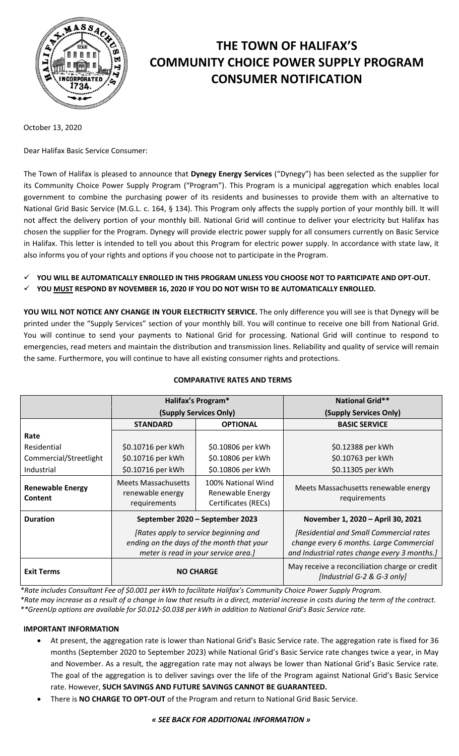# THE TOWN OF HALIFAX'S COMMUNITY CHOICE POWER SUPPLY PROGRAM CONSUMER NOTIFICATION

October 13, 2020

Dear Halifax Basic Service Consumer:

The Town of Halifax is pleased to announce **Dynegy Energy Services** ("Dynegy") has been selected as the supplier for its Community Choice Power Supply Program ("Program"). This Program is a municipal aggregation which enables local government to combine the purchasing power of its residents and businesses to provide them with an alternative to National Grid Basic Service (M.G.L. c. 164, § 134). This Program only affects the supply portion of your monthly bill. It will not affect the delivery portion of your monthly bill. National Grid will continue to deliver your electricity but Halifax has chosen the supplier for the Program. Dynegy will provide electric power supply for all consumers currently on Basic Service in Halifax. This letter is intended to tell you about this Program for electric power supply. In accordance with state law, it also informs you of your rights and options if you choose not to participate in the Program.

- ✓ **YOU WILL BE AUTOMATICALLY ENROLLED IN THIS PROGRAM UNLESS YOU CHOOSE NOT TO PARTICIPATE AND OPT-OUT.**
- ✓ **YOU MUST RESPOND BY NOVEMBER 16, 2020 IF YOU DO NOT WISH TO BE AUTOMATICALLY ENROLLED.**

**YOU WILL NOT NOTICE ANY CHANGE IN YOUR ELECTRICITY SERVICE.** The only difference you will see is that Dynegy will be printed under the "Supply Services" section of your monthly bill. You will continue to receive one bill from National Grid. You will continue to send your payments to National Grid for processing. National Grid will continue to respond to emergencies, read meters and maintain the distribution and transmission lines. Reliability and quality of service will remain the same. Furthermore, you will continue to have all existing consumer rights and protections.

**COMPARATIVE RATES AND TERMS**

| | Halifax's Program* (Supply Services Only) | | National Grid** (Supply Services Only) |
|---|---|---|---|
| | **STANDARD** | **OPTIONAL** | **BASIC SERVICE** |
| **Rate** | | | |
| Residential | $0.10716 per kWh | $0.10806 per kWh | $0.12388 per kWh |
| Commercial/Streetlight | $0.10716 per kWh | $0.10806 per kWh | $0.10763 per kWh |
| Industrial | $0.10716 per kWh | $0.10806 per kWh | $0.11305 per kWh |
| **Renewable Energy Content** | Meets Massachusetts renewable energy requirements | 100% National Wind Renewable Energy Certificates (RECs) | Meets Massachusetts renewable energy requirements |
| **Duration** | **September 2020 – September 2023** *[Rates apply to service beginning and ending on the days of the month that your meter is read in your service area.]* | | **November 1, 2020 – April 30, 2021** *[Residential and Small Commercial rates change every 6 months. Large Commercial and Industrial rates change every 3 months.]* |
| **Exit Terms** | **NO CHARGE** | | May receive a reconciliation charge or credit *[Industrial G-2 & G-3 only]* |

*\*Rate includes Consultant Fee of $0.001 per kWh to facilitate Halifax's Community Choice Power Supply Program.*
*\*Rate may increase as a result of a change in law that results in a direct, material increase in costs during the term of the contract.*
*\*\*GreenUp options are available for $0.012-$0.038 per kWh in addition to National Grid's Basic Service rate.*

**IMPORTANT INFORMATION**

- At present, the aggregation rate is lower than National Grid's Basic Service rate. The aggregation rate is fixed for 36 months (September 2020 to September 2023) while National Grid's Basic Service rate changes twice a year, in May and November. As a result, the aggregation rate may not always be lower than National Grid's Basic Service rate. The goal of the aggregation is to deliver savings over the life of the Program against National Grid's Basic Service rate. However, **SUCH SAVINGS AND FUTURE SAVINGS CANNOT BE GUARANTEED.**
- There is **NO CHARGE TO OPT-OUT** of the Program and return to National Grid Basic Service.

***« SEE BACK FOR ADDITIONAL INFORMATION »***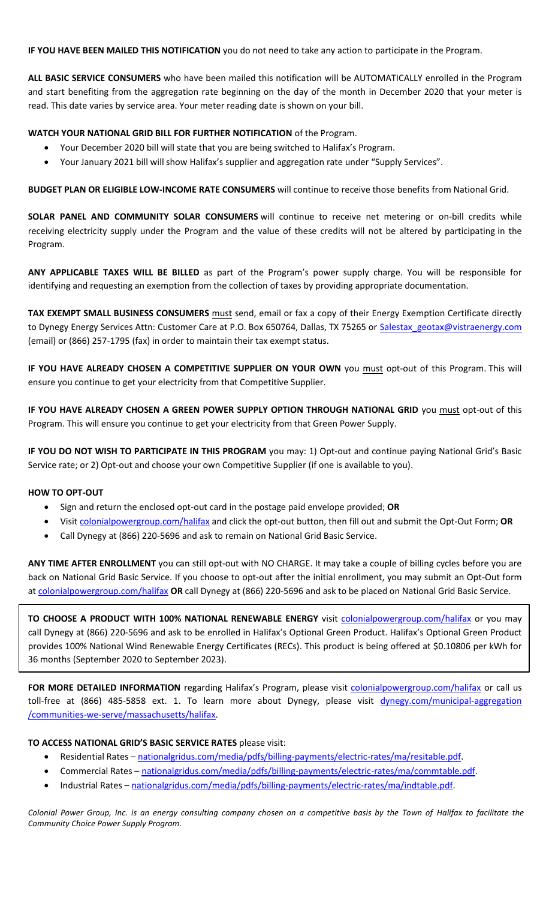**IF YOU HAVE BEEN MAILED THIS NOTIFICATION** you do not need to take any action to participate in the Program.

**ALL BASIC SERVICE CONSUMERS** who have been mailed this notification will be AUTOMATICALLY enrolled in the Program and start benefiting from the aggregation rate beginning on the day of the month in December 2020 that your meter is read. This date varies by service area. Your meter reading date is shown on your bill.

**WATCH YOUR NATIONAL GRID BILL FOR FURTHER NOTIFICATION** of the Program.

- Your December 2020 bill will state that you are being switched to Halifax's Program.
- Your January 2021 bill will show Halifax's supplier and aggregation rate under "Supply Services".

**BUDGET PLAN OR ELIGIBLE LOW-INCOME RATE CONSUMERS** will continue to receive those benefits from National Grid.

**SOLAR PANEL AND COMMUNITY SOLAR CONSUMERS** will continue to receive net metering or on-bill credits while receiving electricity supply under the Program and the value of these credits will not be altered by participating in the Program.

**ANY APPLICABLE TAXES WILL BE BILLED** as part of the Program's power supply charge. You will be responsible for identifying and requesting an exemption from the collection of taxes by providing appropriate documentation.

**TAX EXEMPT SMALL BUSINESS CONSUMERS** must send, email or fax a copy of their Energy Exemption Certificate directly to Dynegy Energy Services Attn: Customer Care at P.O. Box 650764, Dallas, TX 75265 or Salestax_geotax@vistraenergy.com (email) or (866) 257-1795 (fax) in order to maintain their tax exempt status.

**IF YOU HAVE ALREADY CHOSEN A COMPETITIVE SUPPLIER ON YOUR OWN** you must opt-out of this Program. This will ensure you continue to get your electricity from that Competitive Supplier.

**IF YOU HAVE ALREADY CHOSEN A GREEN POWER SUPPLY OPTION THROUGH NATIONAL GRID** you must opt-out of this Program. This will ensure you continue to get your electricity from that Green Power Supply.

**IF YOU DO NOT WISH TO PARTICIPATE IN THIS PROGRAM** you may: 1) Opt-out and continue paying National Grid's Basic Service rate; or 2) Opt-out and choose your own Competitive Supplier (if one is available to you).

**HOW TO OPT-OUT**

- Sign and return the enclosed opt-out card in the postage paid envelope provided; **OR**
- Visit colonialpowergroup.com/halifax and click the opt-out button, then fill out and submit the Opt-Out Form; **OR**
- Call Dynegy at (866) 220-5696 and ask to remain on National Grid Basic Service.

**ANY TIME AFTER ENROLLMENT** you can still opt-out with NO CHARGE. It may take a couple of billing cycles before you are back on National Grid Basic Service. If you choose to opt-out after the initial enrollment, you may submit an Opt-Out form at colonialpowergroup.com/halifax **OR** call Dynegy at (866) 220-5696 and ask to be placed on National Grid Basic Service.

**TO CHOOSE A PRODUCT WITH 100% NATIONAL RENEWABLE ENERGY** visit colonialpowergroup.com/halifax or you may call Dynegy at (866) 220-5696 and ask to be enrolled in Halifax's Optional Green Product. Halifax's Optional Green Product provides 100% National Wind Renewable Energy Certificates (RECs). This product is being offered at $0.10806 per kWh for 36 months (September 2020 to September 2023).

**FOR MORE DETAILED INFORMATION** regarding Halifax's Program, please visit colonialpowergroup.com/halifax or call us toll-free at (866) 485-5858 ext. 1. To learn more about Dynegy, please visit dynegy.com/municipal-aggregation /communities-we-serve/massachusetts/halifax.

**TO ACCESS NATIONAL GRID'S BASIC SERVICE RATES** please visit:

- Residential Rates – nationalgridus.com/media/pdfs/billing-payments/electric-rates/ma/resitable.pdf.
- Commercial Rates – nationalgridus.com/media/pdfs/billing-payments/electric-rates/ma/commtable.pdf.
- Industrial Rates – nationalgridus.com/media/pdfs/billing-payments/electric-rates/ma/indtable.pdf.

*Colonial Power Group, Inc. is an energy consulting company chosen on a competitive basis by the Town of Halifax to facilitate the Community Choice Power Supply Program.*